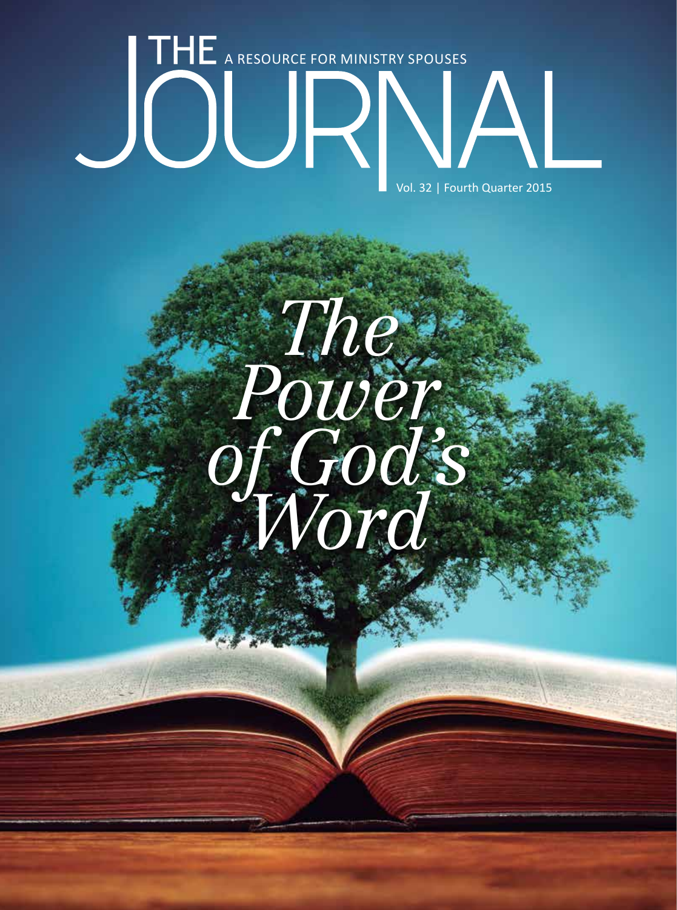# THE JOURNAL

A RESOURCE FOR MINISTRY SPOUSES

Vol. 32 | Fourth Quarter 2015

## *The Power of God's Word*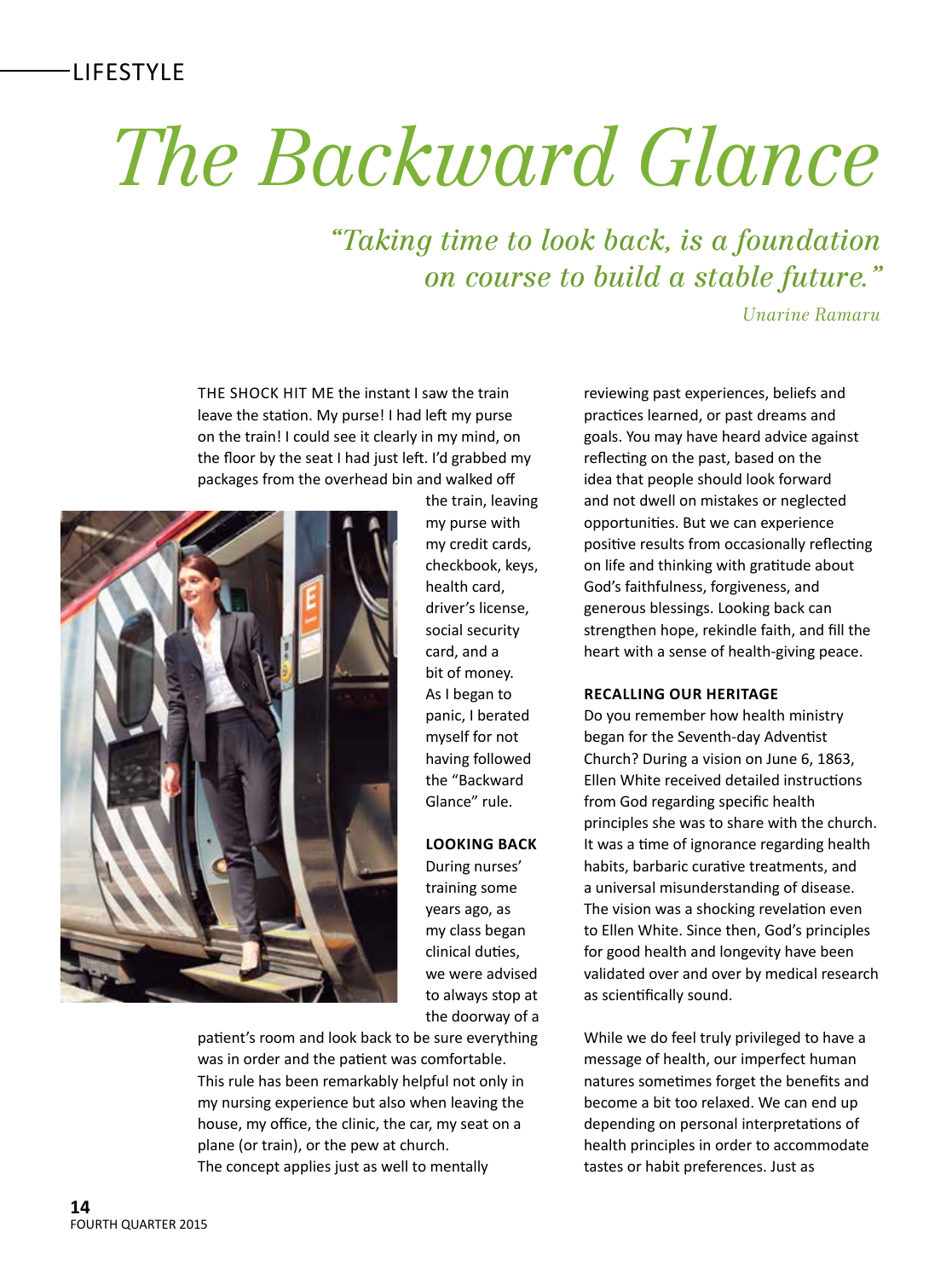LIFESTYLE

# The Backward Glance

*"Taking time to look back, is a foundation on course to build a stable future."*

*Unarine Ramaru*

THE SHOCK HIT ME the instant I saw the train leave the station. My purse! I had left my purse on the train! I could see it clearly in my mind, on the floor by the seat I had just left. I'd grabbed my packages from the overhead bin and walked off the train, leaving my purse with my credit cards, checkbook, keys, health card, driver's license, social security card, and a bit of money. As I began to panic, I berated myself for not having followed the "Backward Glance" rule.

**LOOKING BACK**

During nurses' training some years ago, as my class began clinical duties, we were advised to always stop at the doorway of a patient's room and look back to be sure everything was in order and the patient was comfortable. This rule has been remarkably helpful not only in my nursing experience but also when leaving the house, my office, the clinic, the car, my seat on a plane (or train), or the pew at church.

The concept applies just as well to mentally reviewing past experiences, beliefs and practices learned, or past dreams and goals. You may have heard advice against reflecting on the past, based on the idea that people should look forward and not dwell on mistakes or neglected opportunities. But we can experience positive results from occasionally reflecting on life and thinking with gratitude about God's faithfulness, forgiveness, and generous blessings. Looking back can strengthen hope, rekindle faith, and fill the heart with a sense of health-giving peace.

**RECALLING OUR HERITAGE**

Do you remember how health ministry began for the Seventh-day Adventist Church? During a vision on June 6, 1863, Ellen White received detailed instructions from God regarding specific health principles she was to share with the church. It was a time of ignorance regarding health habits, barbaric curative treatments, and a universal misunderstanding of disease. The vision was a shocking revelation even to Ellen White. Since then, God's principles for good health and longevity have been validated over and over by medical research as scientifically sound.

While we do feel truly privileged to have a message of health, our imperfect human natures sometimes forget the benefits and become a bit too relaxed. We can end up depending on personal interpretations of health principles in order to accommodate tastes or habit preferences. Just as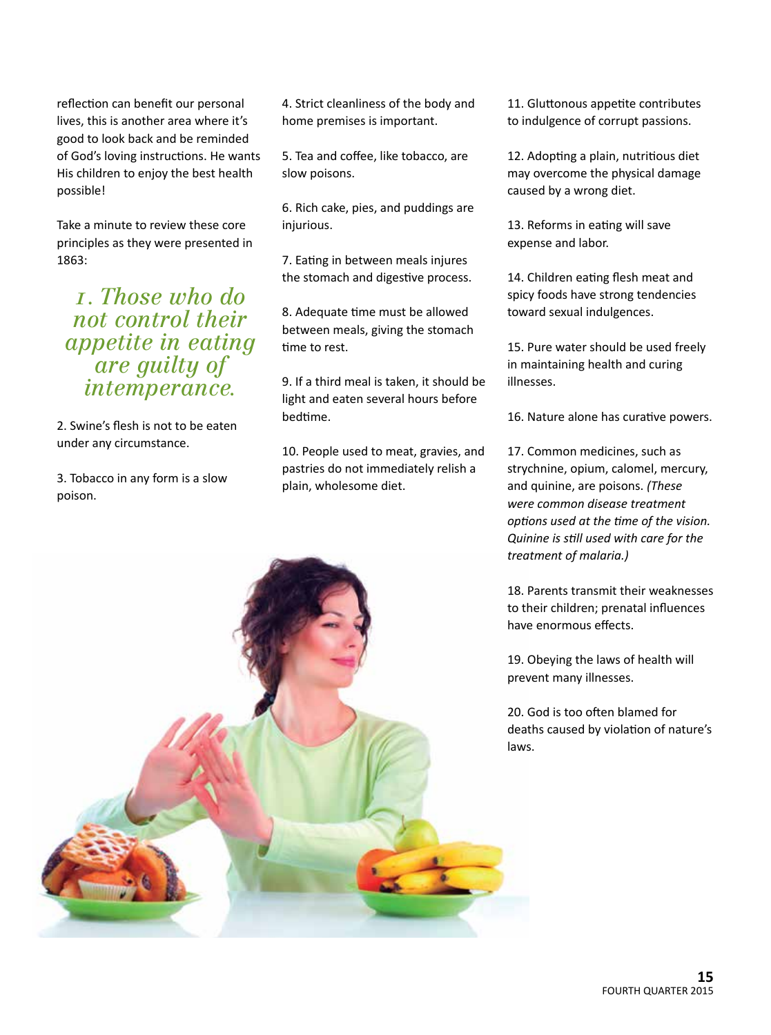reflection can benefit our personal lives, this is another area where it's good to look back and be reminded of God's loving instructions. He wants His children to enjoy the best health possible!

Take a minute to review these core principles as they were presented in 1863:

*1. Those who do not control their appetite in eating are guilty of intemperance.*

2. Swine's flesh is not to be eaten under any circumstance.

3. Tobacco in any form is a slow poison.

4. Strict cleanliness of the body and home premises is important.

5. Tea and coffee, like tobacco, are slow poisons.

6. Rich cake, pies, and puddings are injurious.

7. Eating in between meals injures the stomach and digestive process.

8. Adequate time must be allowed between meals, giving the stomach time to rest.

9. If a third meal is taken, it should be light and eaten several hours before bedtime.

10. People used to meat, gravies, and pastries do not immediately relish a plain, wholesome diet.

11. Gluttonous appetite contributes to indulgence of corrupt passions.

12. Adopting a plain, nutritious diet may overcome the physical damage caused by a wrong diet.

13. Reforms in eating will save expense and labor.

14. Children eating flesh meat and spicy foods have strong tendencies toward sexual indulgences.

15. Pure water should be used freely in maintaining health and curing illnesses.

16. Nature alone has curative powers.

17. Common medicines, such as strychnine, opium, calomel, mercury, and quinine, are poisons. *(These were common disease treatment options used at the time of the vision. Quinine is still used with care for the treatment of malaria.)*

18. Parents transmit their weaknesses to their children; prenatal influences have enormous effects.

19. Obeying the laws of health will prevent many illnesses.

20. God is too often blamed for deaths caused by violation of nature's laws.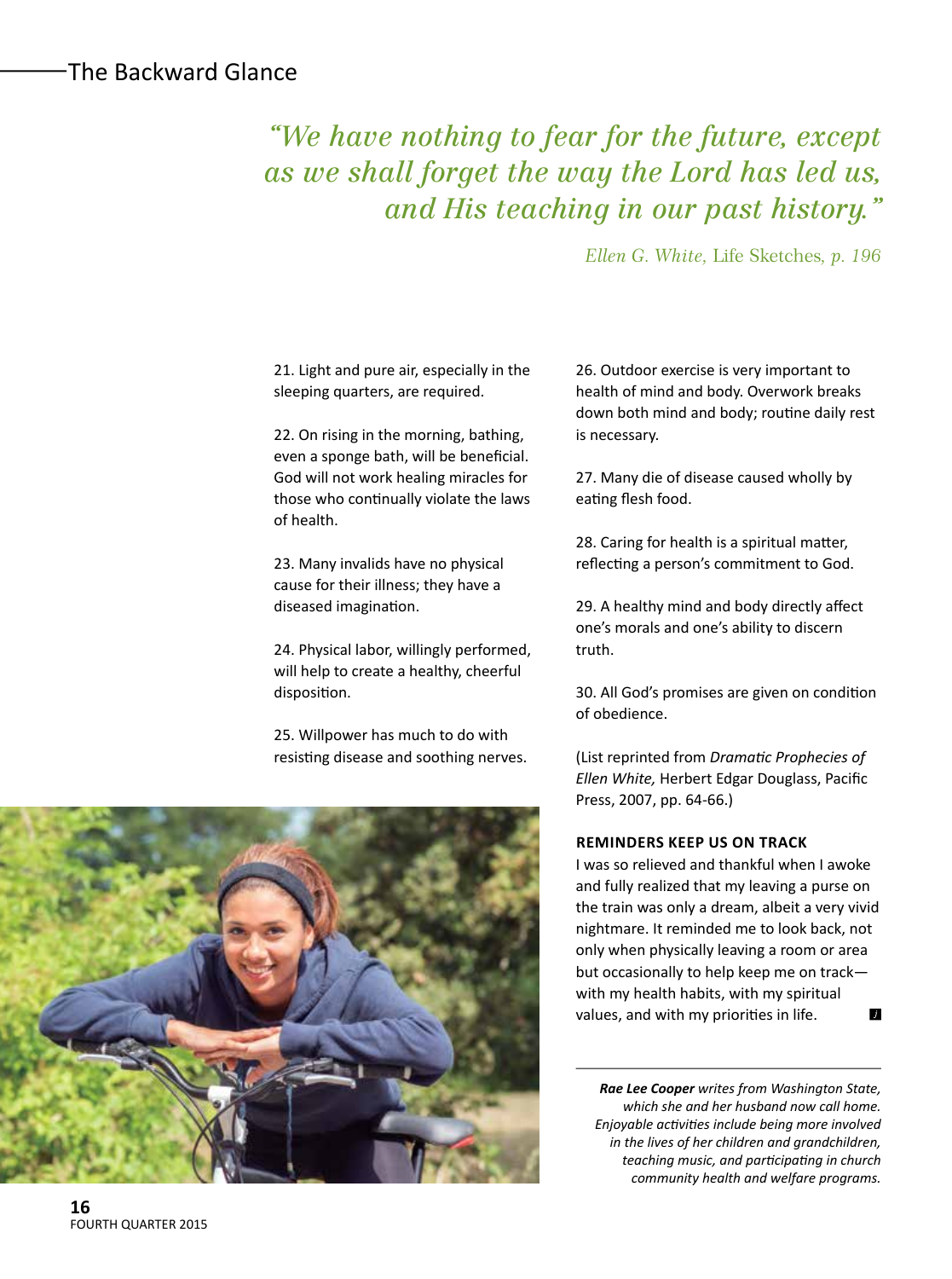*"We have nothing to fear for the future, except as we shall forget the way the Lord has led us, and His teaching in our past history."*

*Ellen G. White,* Life Sketches, *p. 196*

21. Light and pure air, especially in the sleeping quarters, are required.

22. On rising in the morning, bathing, even a sponge bath, will be beneficial. God will not work healing miracles for those who continually violate the laws of health.

23. Many invalids have no physical cause for their illness; they have a diseased imagination.

24. Physical labor, willingly performed, will help to create a healthy, cheerful disposition.

25. Willpower has much to do with resisting disease and soothing nerves.

26. Outdoor exercise is very important to health of mind and body. Overwork breaks down both mind and body; routine daily rest is necessary.

27. Many die of disease caused wholly by eating flesh food.

28. Caring for health is a spiritual matter, reflecting a person's commitment to God.

29. A healthy mind and body directly affect one's morals and one's ability to discern truth.

30. All God's promises are given on condition of obedience.

(List reprinted from *Dramatic Prophecies of Ellen White,* Herbert Edgar Douglass, Pacific Press, 2007, pp. 64-66.)

**REMINDERS KEEP US ON TRACK**

I was so relieved and thankful when I awoke and fully realized that my leaving a purse on the train was only a dream, albeit a very vivid nightmare. It reminded me to look back, not only when physically leaving a room or area but occasionally to help keep me on track—with my health habits, with my spiritual values, and with my priorities in life.

***Rae Lee Cooper** writes from Washington State, which she and her husband now call home. Enjoyable activities include being more involved in the lives of her children and grandchildren, teaching music, and participating in church community health and welfare programs.*